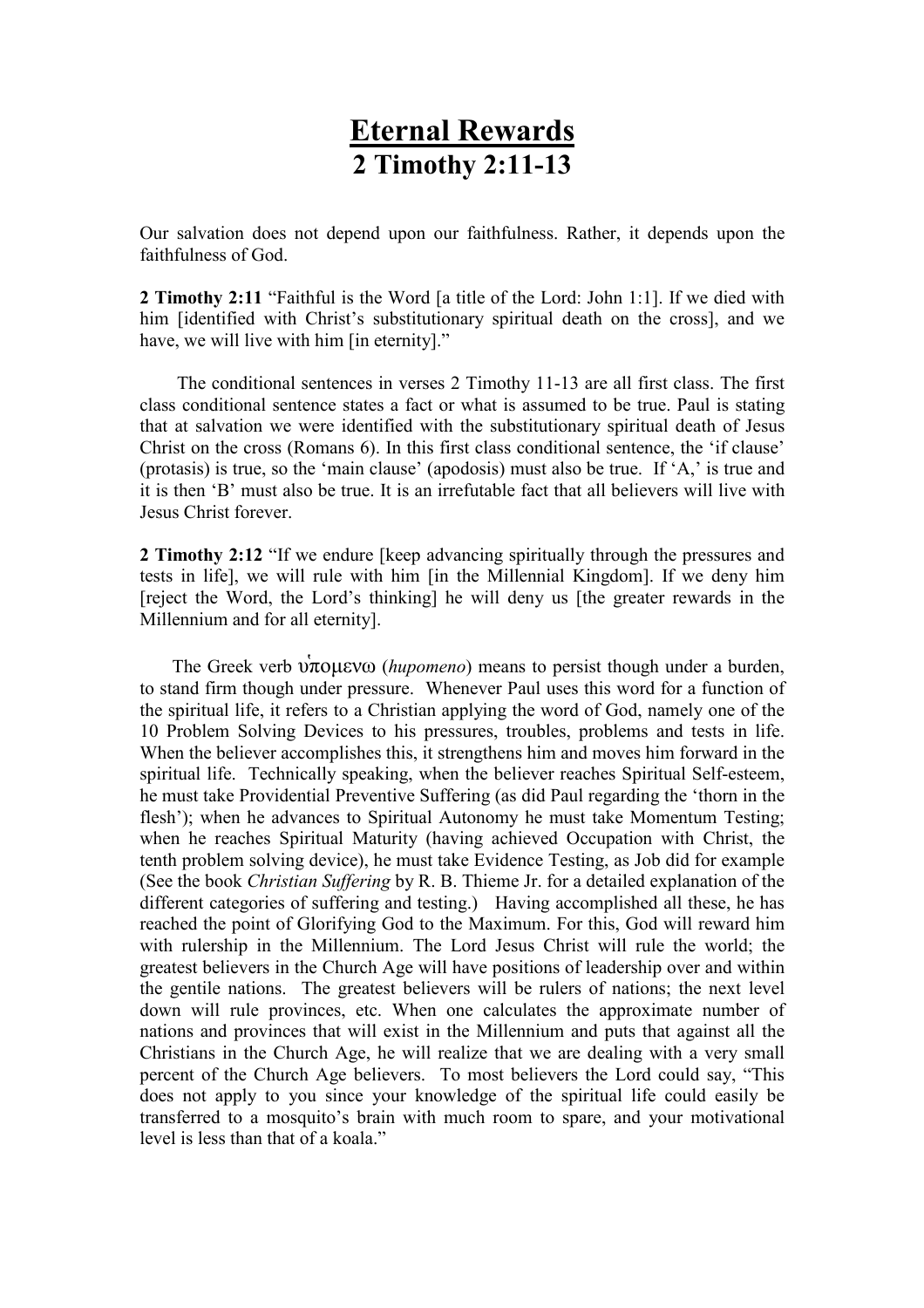# Eternal Rewards
# 2 Timothy 2:11-13

Our salvation does not depend upon our faithfulness. Rather, it depends upon the faithfulness of God.

**2 Timothy 2:11** "Faithful is the Word [a title of the Lord: John 1:1]. If we died with him [identified with Christ's substitutionary spiritual death on the cross], and we have, we will live with him [in eternity]."

The conditional sentences in verses 2 Timothy 11-13 are all first class. The first class conditional sentence states a fact or what is assumed to be true. Paul is stating that at salvation we were identified with the substitutionary spiritual death of Jesus Christ on the cross (Romans 6). In this first class conditional sentence, the 'if clause' (protasis) is true, so the 'main clause' (apodosis) must also be true. If 'A,' is true and it is then 'B' must also be true. It is an irrefutable fact that all believers will live with Jesus Christ forever.

**2 Timothy 2:12** "If we endure [keep advancing spiritually through the pressures and tests in life], we will rule with him [in the Millennial Kingdom]. If we deny him [reject the Word, the Lord's thinking] he will deny us [the greater rewards in the Millennium and for all eternity].

The Greek verb ὑπομενω (*hupomeno*) means to persist though under a burden, to stand firm though under pressure. Whenever Paul uses this word for a function of the spiritual life, it refers to a Christian applying the word of God, namely one of the 10 Problem Solving Devices to his pressures, troubles, problems and tests in life. When the believer accomplishes this, it strengthens him and moves him forward in the spiritual life. Technically speaking, when the believer reaches Spiritual Self-esteem, he must take Providential Preventive Suffering (as did Paul regarding the 'thorn in the flesh'); when he advances to Spiritual Autonomy he must take Momentum Testing; when he reaches Spiritual Maturity (having achieved Occupation with Christ, the tenth problem solving device), he must take Evidence Testing, as Job did for example (See the book *Christian Suffering* by R. B. Thieme Jr. for a detailed explanation of the different categories of suffering and testing.) Having accomplished all these, he has reached the point of Glorifying God to the Maximum. For this, God will reward him with rulership in the Millennium. The Lord Jesus Christ will rule the world; the greatest believers in the Church Age will have positions of leadership over and within the gentile nations. The greatest believers will be rulers of nations; the next level down will rule provinces, etc. When one calculates the approximate number of nations and provinces that will exist in the Millennium and puts that against all the Christians in the Church Age, he will realize that we are dealing with a very small percent of the Church Age believers. To most believers the Lord could say, "This does not apply to you since your knowledge of the spiritual life could easily be transferred to a mosquito's brain with much room to spare, and your motivational level is less than that of a koala."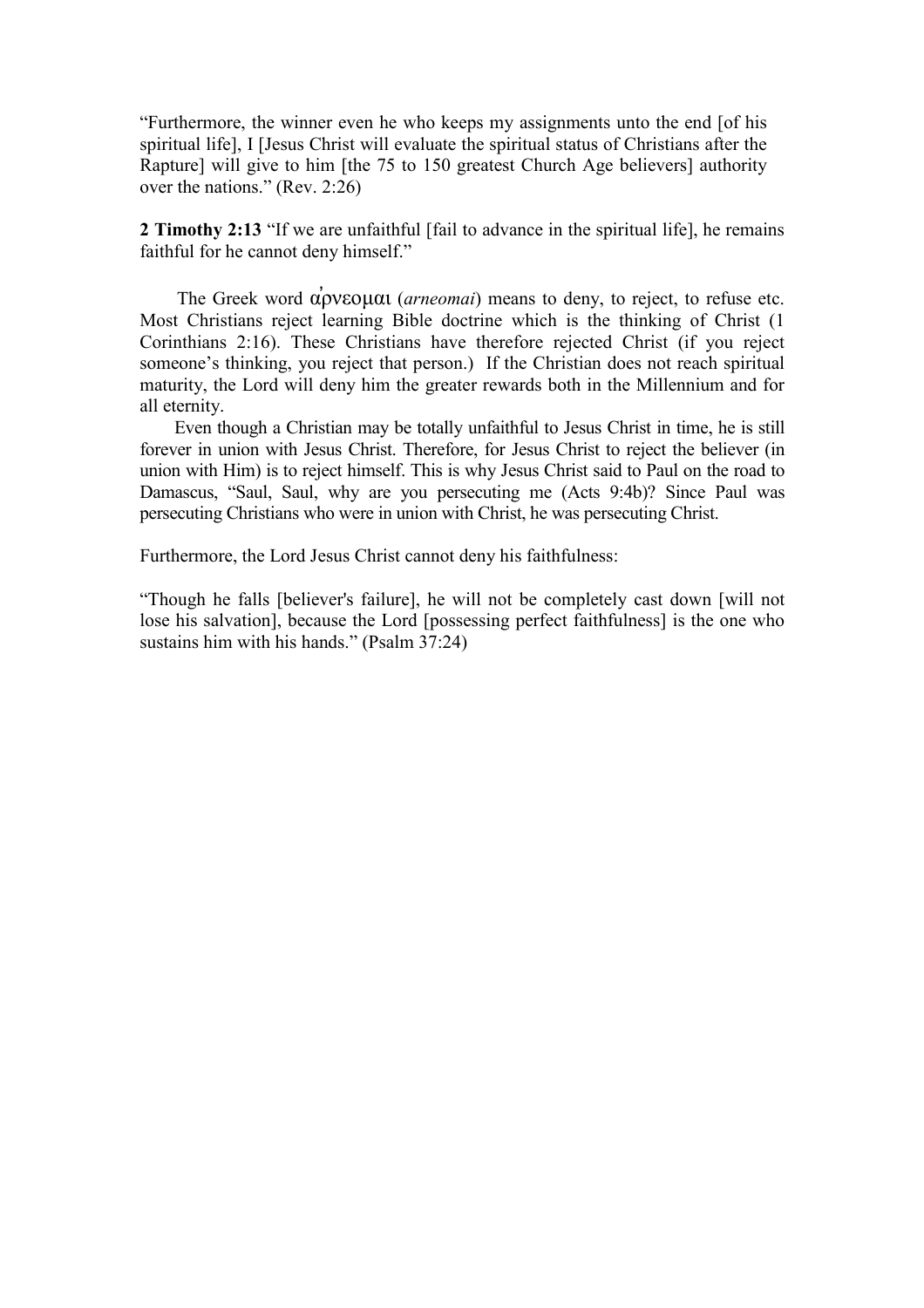"Furthermore, the winner even he who keeps my assignments unto the end [of his spiritual life], I [Jesus Christ will evaluate the spiritual status of Christians after the Rapture] will give to him [the 75 to 150 greatest Church Age believers] authority over the nations." (Rev. 2:26)

**2 Timothy 2:13** "If we are unfaithful [fail to advance in the spiritual life], he remains faithful for he cannot deny himself."

The Greek word ἀρνεομαι (*arneomai*) means to deny, to reject, to refuse etc. Most Christians reject learning Bible doctrine which is the thinking of Christ (1 Corinthians 2:16). These Christians have therefore rejected Christ (if you reject someone's thinking, you reject that person.) If the Christian does not reach spiritual maturity, the Lord will deny him the greater rewards both in the Millennium and for all eternity.

Even though a Christian may be totally unfaithful to Jesus Christ in time, he is still forever in union with Jesus Christ. Therefore, for Jesus Christ to reject the believer (in union with Him) is to reject himself. This is why Jesus Christ said to Paul on the road to Damascus, "Saul, Saul, why are you persecuting me (Acts 9:4b)? Since Paul was persecuting Christians who were in union with Christ, he was persecuting Christ.

Furthermore, the Lord Jesus Christ cannot deny his faithfulness:

"Though he falls [believer's failure], he will not be completely cast down [will not lose his salvation], because the Lord [possessing perfect faithfulness] is the one who sustains him with his hands." (Psalm 37:24)